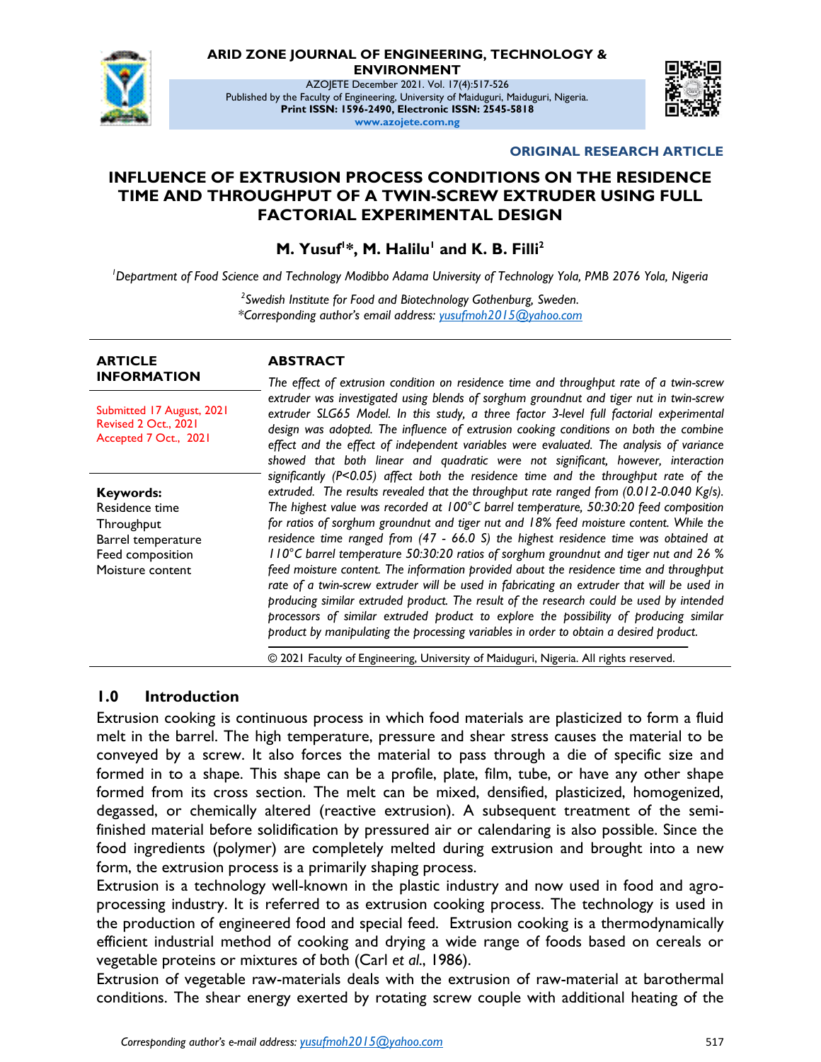ARID ZONE JOURNAL OF ENGINEERING, TECHNOLOGY & ENVIRONMENT

AZOJETE December 2021. Vol. 17(4):517-526

Published by the Faculty of Engineering, University of Maiduguri, Maiduguri, Nigeria.

**Print ISSN: 1596-2490, Electronic ISSN: 2545-5818**

**www.azojete.com.ng**

**ORIGINAL RESEARCH ARTICLE**

# INFLUENCE OF EXTRUSION PROCESS CONDITIONS ON THE RESIDENCE TIME AND THROUGHPUT OF A TWIN-SCREW EXTRUDER USING FULL FACTORIAL EXPERIMENTAL DESIGN

**M. Yusuf[1]*, M. Halilu[1] and K. B. Filli[2]**

*[1]Department of Food Science and Technology Modibbo Adama University of Technology Yola, PMB 2076 Yola, Nigeria*

*[2]Swedish Institute for Food and Biotechnology Gothenburg, Sweden.*

*\*Corresponding author's email address: yusufmoh2015@yahoo.com*

**ARTICLE INFORMATION**

Submitted 17 August, 2021
Revised 2 Oct., 2021
Accepted 7 Oct., 2021

**Keywords:**
Residence time
Throughput
Barrel temperature
Feed composition
Moisture content

**ABSTRACT**

*The effect of extrusion condition on residence time and throughput rate of a twin-screw extruder was investigated using blends of sorghum groundnut and tiger nut in twin-screw extruder SLG65 Model. In this study, a three factor 3-level full factorial experimental design was adopted. The influence of extrusion cooking conditions on both the combine effect and the effect of independent variables were evaluated. The analysis of variance showed that both linear and quadratic were not significant, however, interaction significantly (P<0.05) affect both the residence time and the throughput rate of the extruded. The results revealed that the throughput rate ranged from (0.012-0.040 Kg/s). The highest value was recorded at 100°C barrel temperature, 50:30:20 feed composition for ratios of sorghum groundnut and tiger nut and 18% feed moisture content. While the residence time ranged from (47 - 66.0 S) the highest residence time was obtained at 110°C barrel temperature 50:30:20 ratios of sorghum groundnut and tiger nut and 26 % feed moisture content. The information provided about the residence time and throughput rate of a twin-screw extruder will be used in fabricating an extruder that will be used in producing similar extruded product. The result of the research could be used by intended processors of similar extruded product to explore the possibility of producing similar product by manipulating the processing variables in order to obtain a desired product.*

© 2021 Faculty of Engineering, University of Maiduguri, Nigeria. All rights reserved.

## 1.0 Introduction

Extrusion cooking is continuous process in which food materials are plasticized to form a fluid melt in the barrel. The high temperature, pressure and shear stress causes the material to be conveyed by a screw. It also forces the material to pass through a die of specific size and formed in to a shape. This shape can be a profile, plate, film, tube, or have any other shape formed from its cross section. The melt can be mixed, densified, plasticized, homogenized, degassed, or chemically altered (reactive extrusion). A subsequent treatment of the semi-finished material before solidification by pressured air or calendaring is also possible. Since the food ingredients (polymer) are completely melted during extrusion and brought into a new form, the extrusion process is a primarily shaping process.

Extrusion is a technology well-known in the plastic industry and now used in food and agro-processing industry. It is referred to as extrusion cooking process. The technology is used in the production of engineered food and special feed. Extrusion cooking is a thermodynamically efficient industrial method of cooking and drying a wide range of foods based on cereals or vegetable proteins or mixtures of both (Carl *et al.*, 1986).

Extrusion of vegetable raw-materials deals with the extrusion of raw-material at barothermal conditions. The shear energy exerted by rotating screw couple with additional heating of the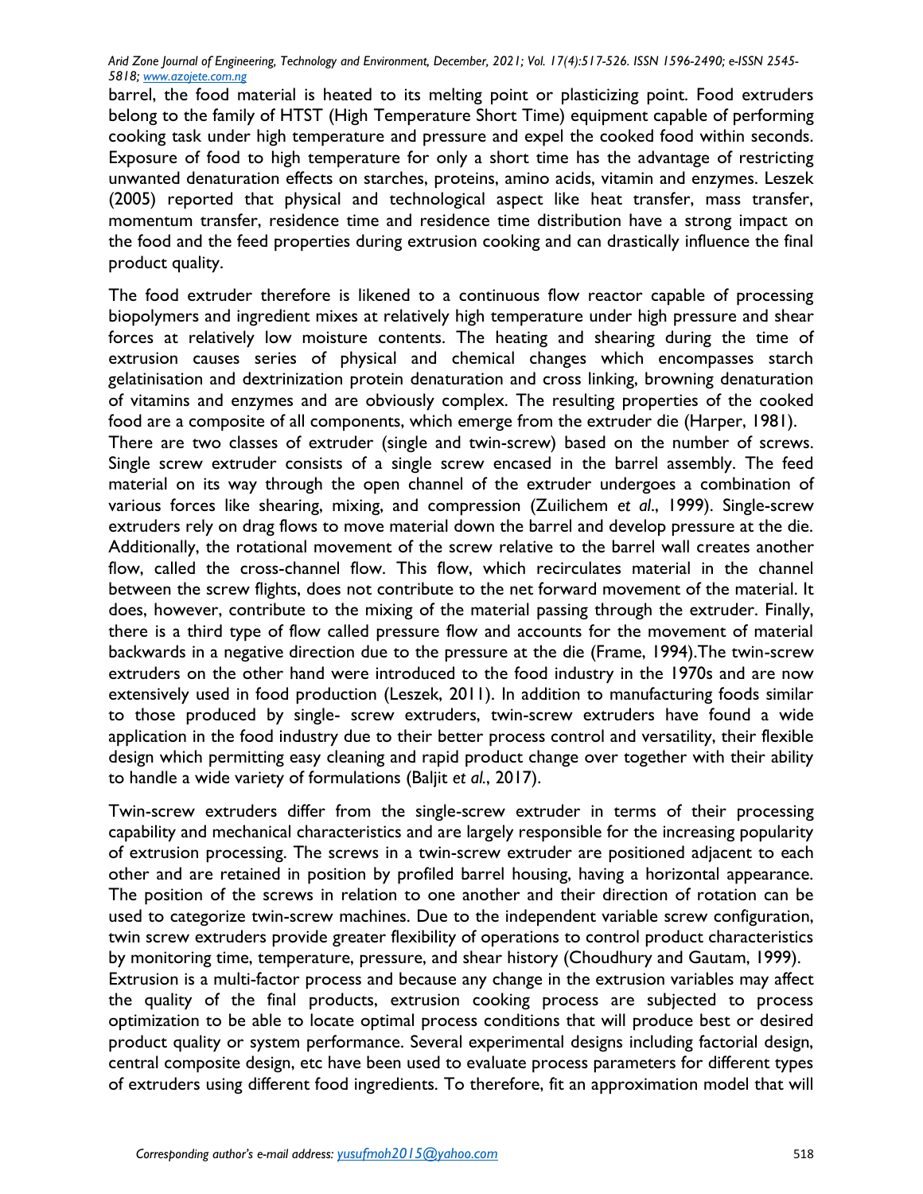barrel, the food material is heated to its melting point or plasticizing point. Food extruders belong to the family of HTST (High Temperature Short Time) equipment capable of performing cooking task under high temperature and pressure and expel the cooked food within seconds. Exposure of food to high temperature for only a short time has the advantage of restricting unwanted denaturation effects on starches, proteins, amino acids, vitamin and enzymes. Leszek (2005) reported that physical and technological aspect like heat transfer, mass transfer, momentum transfer, residence time and residence time distribution have a strong impact on the food and the feed properties during extrusion cooking and can drastically influence the final product quality.

The food extruder therefore is likened to a continuous flow reactor capable of processing biopolymers and ingredient mixes at relatively high temperature under high pressure and shear forces at relatively low moisture contents. The heating and shearing during the time of extrusion causes series of physical and chemical changes which encompasses starch gelatinisation and dextrinization protein denaturation and cross linking, browning denaturation of vitamins and enzymes and are obviously complex. The resulting properties of the cooked food are a composite of all components, which emerge from the extruder die (Harper, 1981).

There are two classes of extruder (single and twin-screw) based on the number of screws. Single screw extruder consists of a single screw encased in the barrel assembly. The feed material on its way through the open channel of the extruder undergoes a combination of various forces like shearing, mixing, and compression (Zuilichem *et al*., 1999). Single-screw extruders rely on drag flows to move material down the barrel and develop pressure at the die. Additionally, the rotational movement of the screw relative to the barrel wall creates another flow, called the cross-channel flow. This flow, which recirculates material in the channel between the screw flights, does not contribute to the net forward movement of the material. It does, however, contribute to the mixing of the material passing through the extruder. Finally, there is a third type of flow called pressure flow and accounts for the movement of material backwards in a negative direction due to the pressure at the die (Frame, 1994).The twin-screw extruders on the other hand were introduced to the food industry in the 1970s and are now extensively used in food production (Leszek, 2011). In addition to manufacturing foods similar to those produced by single- screw extruders, twin-screw extruders have found a wide application in the food industry due to their better process control and versatility, their flexible design which permitting easy cleaning and rapid product change over together with their ability to handle a wide variety of formulations (Baljit *et al.*, 2017).

Twin-screw extruders differ from the single-screw extruder in terms of their processing capability and mechanical characteristics and are largely responsible for the increasing popularity of extrusion processing. The screws in a twin-screw extruder are positioned adjacent to each other and are retained in position by profiled barrel housing, having a horizontal appearance. The position of the screws in relation to one another and their direction of rotation can be used to categorize twin-screw machines. Due to the independent variable screw configuration, twin screw extruders provide greater flexibility of operations to control product characteristics by monitoring time, temperature, pressure, and shear history (Choudhury and Gautam, 1999).

Extrusion is a multi-factor process and because any change in the extrusion variables may affect the quality of the final products, extrusion cooking process are subjected to process optimization to be able to locate optimal process conditions that will produce best or desired product quality or system performance. Several experimental designs including factorial design, central composite design, etc have been used to evaluate process parameters for different types of extruders using different food ingredients. To therefore, fit an approximation model that will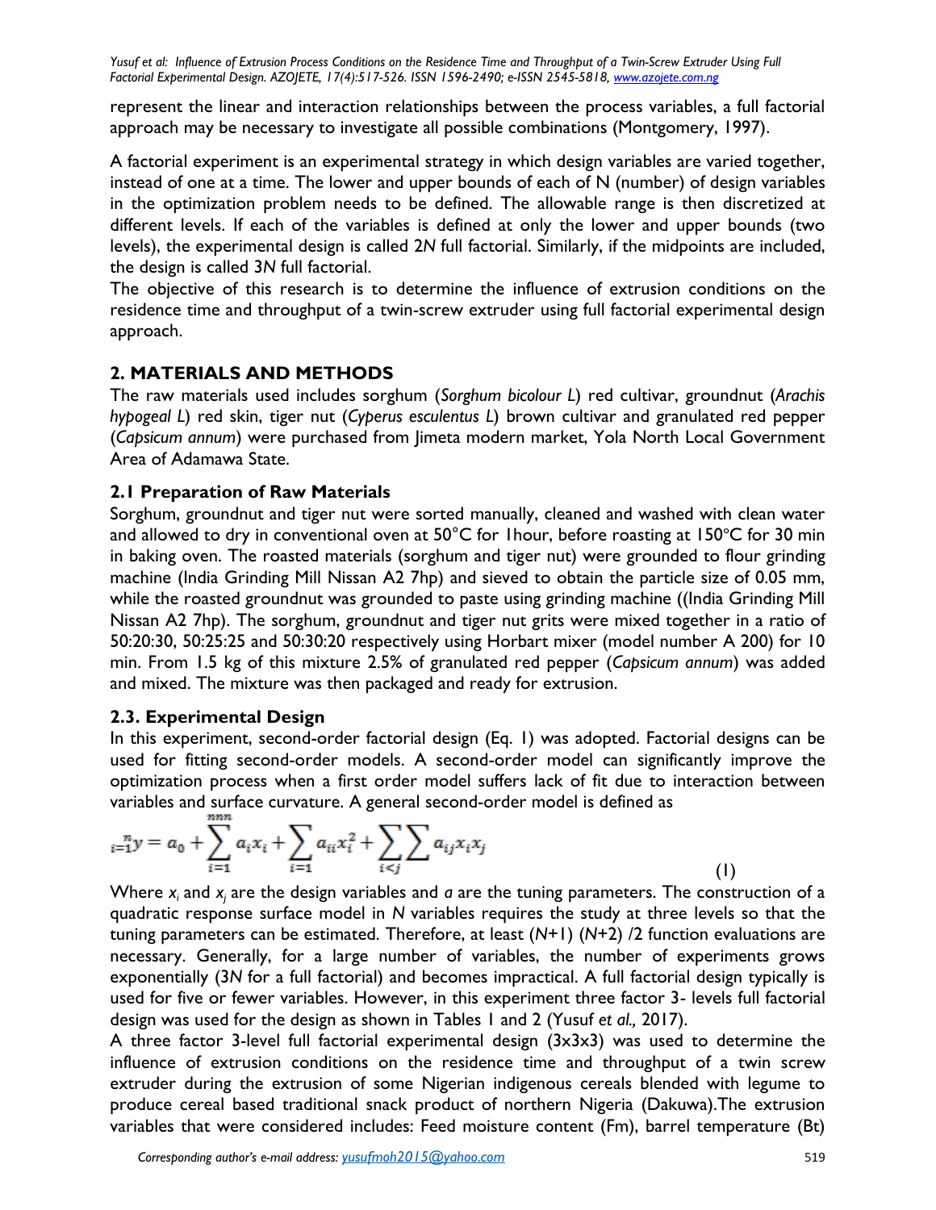represent the linear and interaction relationships between the process variables, a full factorial approach may be necessary to investigate all possible combinations (Montgomery, 1997).

A factorial experiment is an experimental strategy in which design variables are varied together, instead of one at a time. The lower and upper bounds of each of N (number) of design variables in the optimization problem needs to be defined. The allowable range is then discretized at different levels. If each of the variables is defined at only the lower and upper bounds (two levels), the experimental design is called 2*N* full factorial. Similarly, if the midpoints are included, the design is called 3*N* full factorial.

The objective of this research is to determine the influence of extrusion conditions on the residence time and throughput of a twin-screw extruder using full factorial experimental design approach.

## 2. MATERIALS AND METHODS

The raw materials used includes sorghum (*Sorghum bicolour L*) red cultivar, groundnut (*Arachis hypogeal L*) red skin, tiger nut (*Cyperus esculentus L*) brown cultivar and granulated red pepper (*Capsicum annum*) were purchased from Jimeta modern market, Yola North Local Government Area of Adamawa State.

### 2.1 Preparation of Raw Materials

Sorghum, groundnut and tiger nut were sorted manually, cleaned and washed with clean water and allowed to dry in conventional oven at 50°C for 1hour, before roasting at 150°C for 30 min in baking oven. The roasted materials (sorghum and tiger nut) were grounded to flour grinding machine (India Grinding Mill Nissan A2 7hp) and sieved to obtain the particle size of 0.05 mm, while the roasted groundnut was grounded to paste using grinding machine ((India Grinding Mill Nissan A2 7hp). The sorghum, groundnut and tiger nut grits were mixed together in a ratio of 50:20:30, 50:25:25 and 50:30:20 respectively using Horbart mixer (model number A 200) for 10 min. From 1.5 kg of this mixture 2.5% of granulated red pepper (*Capsicum annum*) was added and mixed. The mixture was then packaged and ready for extrusion.

### 2.3. Experimental Design

In this experiment, second-order factorial design (Eq. 1) was adopted. Factorial designs can be used for fitting second-order models. A second-order model can significantly improve the optimization process when a first order model suffers lack of fit due to interaction between variables and surface curvature. A general second-order model is defined as

$$y = a_0 + \sum_{i=1}^{n} a_i x_i + \sum_{i=1}^{n} a_{ii} x_i^2 + \sum_{i<j}^{n} \sum a_{ij} x_i x_j \quad (1)$$

Where $x_i$ and $x_j$ are the design variables and *a* are the tuning parameters. The construction of a quadratic response surface model in *N* variables requires the study at three levels so that the tuning parameters can be estimated. Therefore, at least $(N+1)(N+2)/2$ function evaluations are necessary. Generally, for a large number of variables, the number of experiments grows exponentially (3*N* for a full factorial) and becomes impractical. A full factorial design typically is used for five or fewer variables. However, in this experiment three factor 3- levels full factorial design was used for the design as shown in Tables 1 and 2 (Yusuf *et al.,* 2017).

A three factor 3-level full factorial experimental design (3x3x3) was used to determine the influence of extrusion conditions on the residence time and throughput of a twin screw extruder during the extrusion of some Nigerian indigenous cereals blended with legume to produce cereal based traditional snack product of northern Nigeria (Dakuwa).The extrusion variables that were considered includes: Feed moisture content (Fm), barrel temperature (Bt)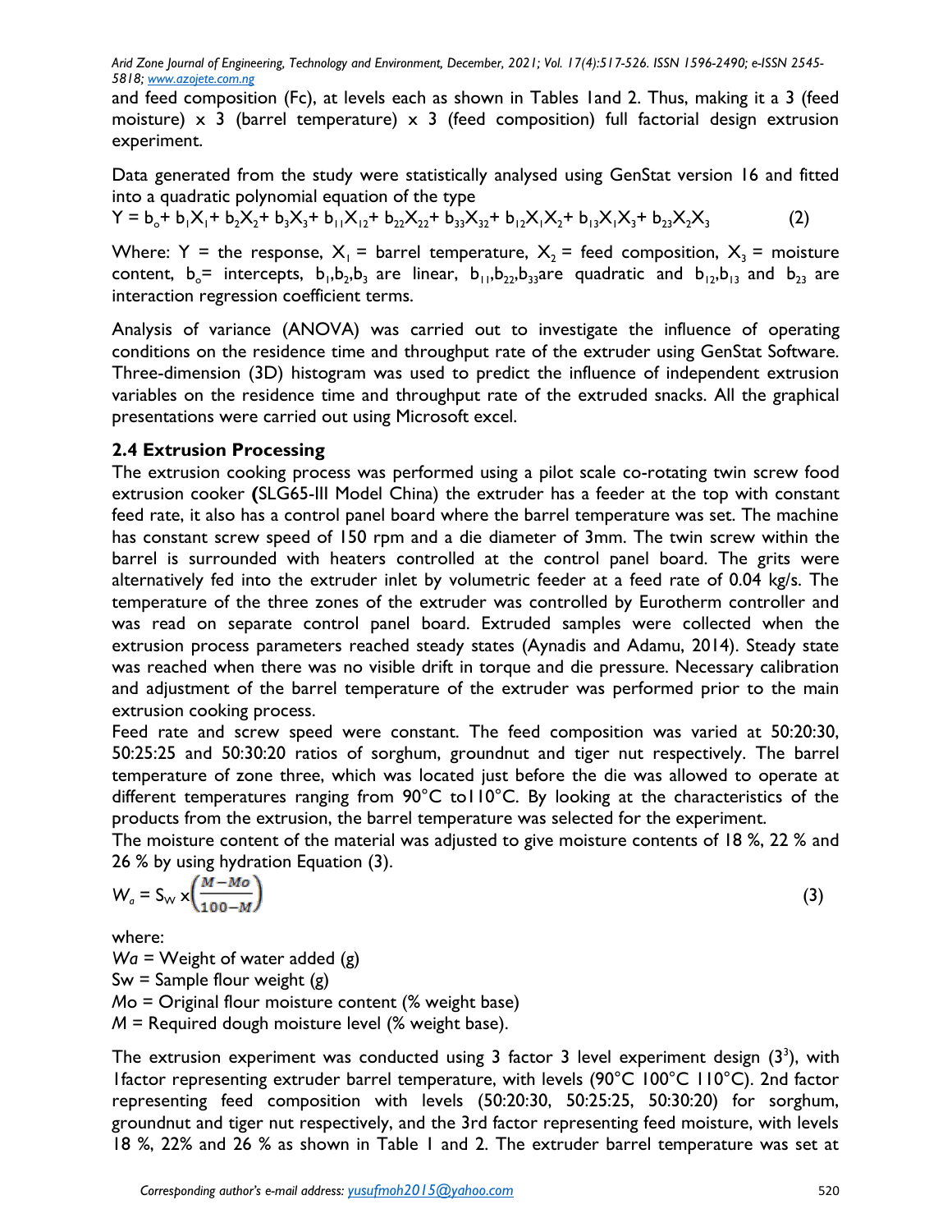and feed composition (Fc), at levels each as shown in Tables 1and 2. Thus, making it a 3 (feed moisture) x 3 (barrel temperature) x 3 (feed composition) full factorial design extrusion experiment.

Data generated from the study were statistically analysed using GenStat version 16 and fitted into a quadratic polynomial equation of the type

$$Y = b_o + b_1X_1 + b_2X_2 + b_3X_3 + b_{11}X_{12} + b_{22}X_{22} + b_{33}X_{32} + b_{12}X_1X_2 + b_{13}X_1X_3 + b_{23}X_2X_3 \quad (2)$$

Where: $Y$ = the response, $X_1$ = barrel temperature, $X_2$ = feed composition, $X_3$ = moisture content, $b_o$= intercepts, $b_1$,$b_2$,$b_3$ are linear, $b_{11}$,$b_{22}$,$b_{33}$are quadratic and $b_{12}$,$b_{13}$ and $b_{23}$ are interaction regression coefficient terms.

Analysis of variance (ANOVA) was carried out to investigate the influence of operating conditions on the residence time and throughput rate of the extruder using GenStat Software. Three-dimension (3D) histogram was used to predict the influence of independent extrusion variables on the residence time and throughput rate of the extruded snacks. All the graphical presentations were carried out using Microsoft excel.

### 2.4 Extrusion Processing

The extrusion cooking process was performed using a pilot scale co-rotating twin screw food extrusion cooker **(**SLG65-III Model China) the extruder has a feeder at the top with constant feed rate, it also has a control panel board where the barrel temperature was set. The machine has constant screw speed of 150 rpm and a die diameter of 3mm. The twin screw within the barrel is surrounded with heaters controlled at the control panel board. The grits were alternatively fed into the extruder inlet by volumetric feeder at a feed rate of 0.04 kg/s. The temperature of the three zones of the extruder was controlled by Eurotherm controller and was read on separate control panel board. Extruded samples were collected when the extrusion process parameters reached steady states (Aynadis and Adamu, 2014). Steady state was reached when there was no visible drift in torque and die pressure. Necessary calibration and adjustment of the barrel temperature of the extruder was performed prior to the main extrusion cooking process.

Feed rate and screw speed were constant. The feed composition was varied at 50:20:30, 50:25:25 and 50:30:20 ratios of sorghum, groundnut and tiger nut respectively. The barrel temperature of zone three, which was located just before the die was allowed to operate at different temperatures ranging from 90°C to110°C. By looking at the characteristics of the products from the extrusion, the barrel temperature was selected for the experiment.

The moisture content of the material was adjusted to give moisture contents of 18 %, 22 % and 26 % by using hydration Equation (3).

$$W_a = S_W \times \left(\frac{M - Mo}{100 - M}\right) \quad (3)$$

where:

*Wa* = Weight of water added (g)

Sw = Sample flour weight (g)

*Mo* = Original flour moisture content (% weight base)

*M* = Required dough moisture level (% weight base).

The extrusion experiment was conducted using 3 factor 3 level experiment design ($3^3$), with 1factor representing extruder barrel temperature, with levels (90°C 100°C 110°C). 2nd factor representing feed composition with levels (50:20:30, 50:25:25, 50:30:20) for sorghum, groundnut and tiger nut respectively, and the 3rd factor representing feed moisture, with levels 18 %, 22% and 26 % as shown in Table 1 and 2. The extruder barrel temperature was set at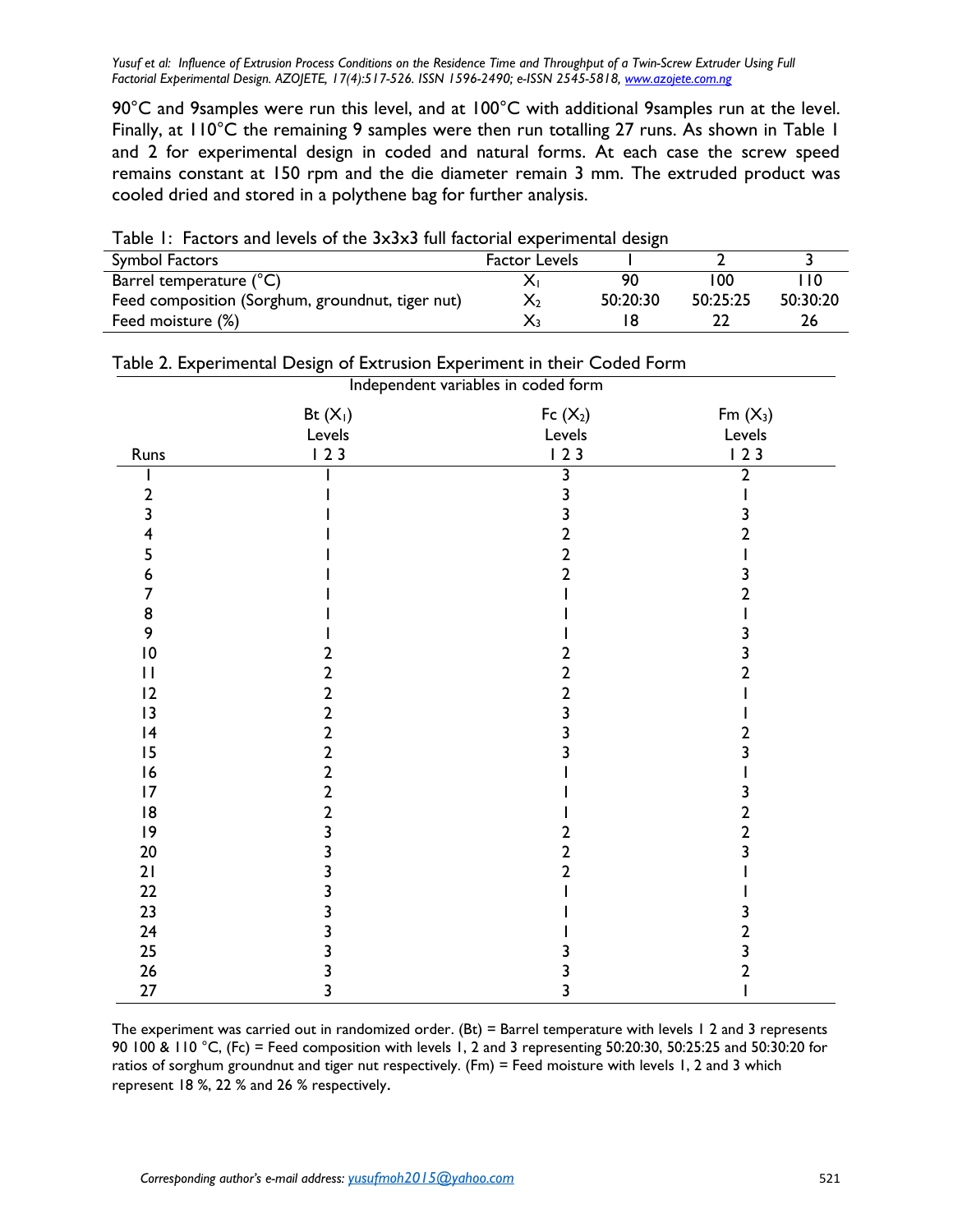90°C and 9samples were run this level, and at 100°C with additional 9samples run at the level. Finally, at 110°C the remaining 9 samples were then run totalling 27 runs. As shown in Table 1 and 2 for experimental design in coded and natural forms. At each case the screw speed remains constant at 150 rpm and the die diameter remain 3 mm. The extruded product was cooled dried and stored in a polythene bag for further analysis.

Table 1: Factors and levels of the 3x3x3 full factorial experimental design

| Symbol Factors | Factor Levels | 1 | 2 | 3 |
|---|---|---|---|---|
| Barrel temperature (°C) | $X_1$ | 90 | 100 | 110 |
| Feed composition (Sorghum, groundnut, tiger nut) | $X_2$ | 50:20:30 | 50:25:25 | 50:30:20 |
| Feed moisture (%) | $X_3$ | 18 | 22 | 26 |

Table 2. Experimental Design of Extrusion Experiment in their Coded Form

| | Independent variables in coded form | | |
|---|---|---|---|
| | Bt ($X_1$) Levels | Fc ($X_2$) Levels | Fm ($X_3$) Levels |
| Runs | 1 2 3 | 1 2 3 | 1 2 3 |
| 1 | 1 | 3 | 2 |
| 2 | 1 | 3 | 1 |
| 3 | 1 | 3 | 3 |
| 4 | 1 | 2 | 2 |
| 5 | 1 | 2 | 1 |
| 6 | 1 | 2 | 3 |
| 7 | 1 | 1 | 2 |
| 8 | 1 | 1 | 1 |
| 9 | 1 | 1 | 3 |
| 10 | 2 | 2 | 3 |
| 11 | 2 | 2 | 2 |
| 12 | 2 | 2 | 1 |
| 13 | 2 | 3 | 1 |
| 14 | 2 | 3 | 2 |
| 15 | 2 | 3 | 3 |
| 16 | 2 | 1 | 1 |
| 17 | 2 | 1 | 3 |
| 18 | 2 | 1 | 2 |
| 19 | 3 | 2 | 2 |
| 20 | 3 | 2 | 3 |
| 21 | 3 | 2 | 1 |
| 22 | 3 | 1 | 1 |
| 23 | 3 | 1 | 3 |
| 24 | 3 | 1 | 2 |
| 25 | 3 | 3 | 3 |
| 26 | 3 | 3 | 2 |
| 27 | 3 | 3 | 1 |

The experiment was carried out in randomized order. (Bt) = Barrel temperature with levels 1 2 and 3 represents 90 100 & 110 °C, (Fc) = Feed composition with levels 1, 2 and 3 representing 50:20:30, 50:25:25 and 50:30:20 for ratios of sorghum groundnut and tiger nut respectively. (Fm) = Feed moisture with levels 1, 2 and 3 which represent 18 %, 22 % and 26 % respectively.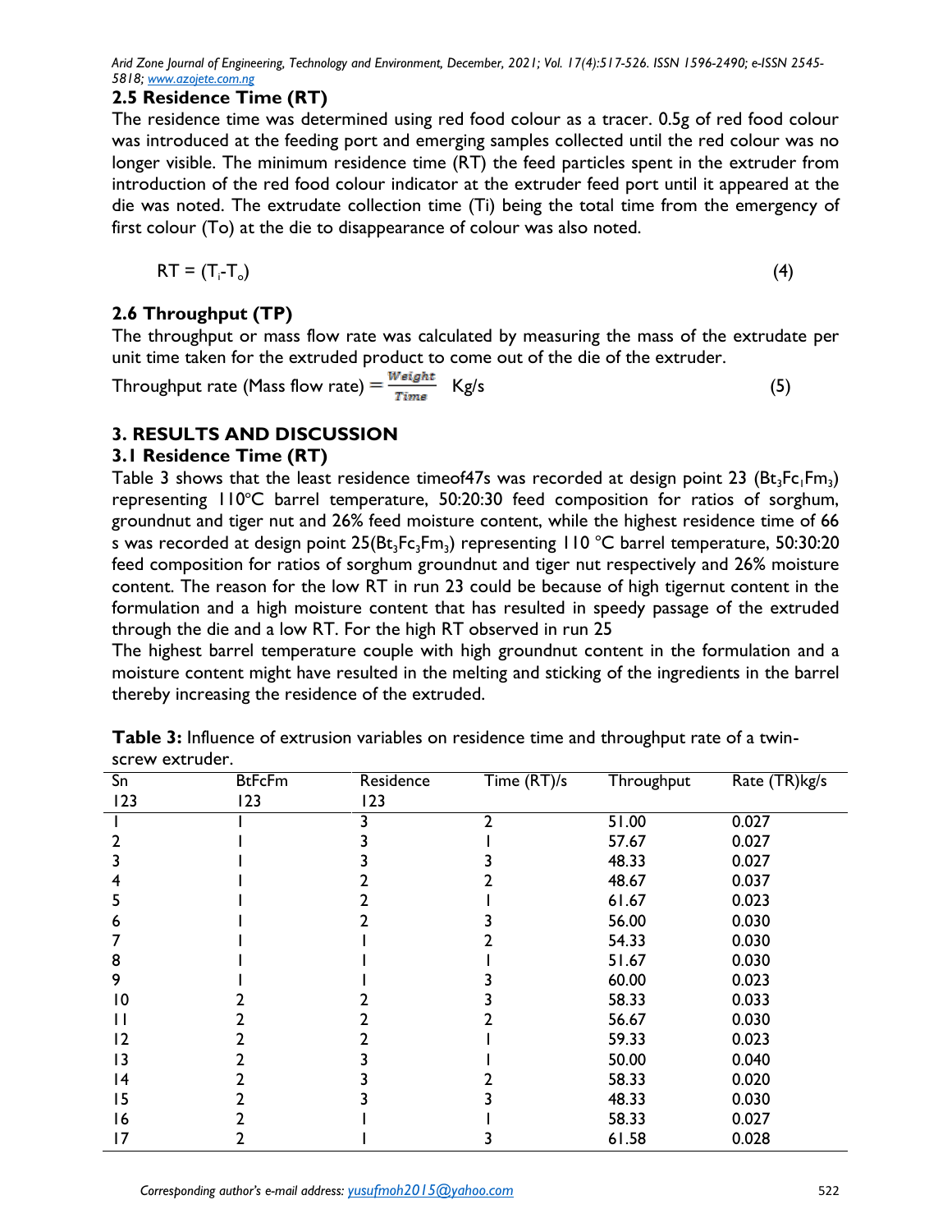## 2.5 Residence Time (RT)

The residence time was determined using red food colour as a tracer. 0.5g of red food colour was introduced at the feeding port and emerging samples collected until the red colour was no longer visible. The minimum residence time (RT) the feed particles spent in the extruder from introduction of the red food colour indicator at the extruder feed port until it appeared at the die was noted. The extrudate collection time (Ti) being the total time from the emergency of first colour (To) at the die to disappearance of colour was also noted.

$$RT = (T_i - T_o) \quad (4)$$

## 2.6 Throughput (TP)

The throughput or mass flow rate was calculated by measuring the mass of the extrudate per unit time taken for the extruded product to come out of the die of the extruder.

$$\text{Throughput rate (Mass flow rate)} = \frac{Weight}{Time} \text{ Kg/s} \quad (5)$$

# 3. RESULTS AND DISCUSSION

## 3.1 Residence Time (RT)

Table 3 shows that the least residence timeof47s was recorded at design point 23 ($Bt_3Fc_1Fm_3$) representing 110°C barrel temperature, 50:20:30 feed composition for ratios of sorghum, groundnut and tiger nut and 26% feed moisture content, while the highest residence time of 66 s was recorded at design point 25($Bt_3Fc_3Fm_3$) representing 110 °C barrel temperature, 50:30:20 feed composition for ratios of sorghum groundnut and tiger nut respectively and 26% moisture content. The reason for the low RT in run 23 could be because of high tigernut content in the formulation and a high moisture content that has resulted in speedy passage of the extruded through the die and a low RT. For the high RT observed in run 25

The highest barrel temperature couple with high groundnut content in the formulation and a moisture content might have resulted in the melting and sticking of the ingredients in the barrel thereby increasing the residence of the extruded.

**Table 3:** Influence of extrusion variables on residence time and throughput rate of a twin-screw extruder.

| Sn<br>123 | BtFcFm<br>123 | Residence<br>123 | Time (RT)/s | Throughput | Rate (TR)kg/s |
|---|---|---|---|---|---|
| 1 | 1 | 3 | 2 | 51.00 | 0.027 |
| 2 | 1 | 3 | 1 | 57.67 | 0.027 |
| 3 | 1 | 3 | 3 | 48.33 | 0.027 |
| 4 | 1 | 2 | 2 | 48.67 | 0.037 |
| 5 | 1 | 2 | 1 | 61.67 | 0.023 |
| 6 | 1 | 2 | 3 | 56.00 | 0.030 |
| 7 | 1 | 1 | 2 | 54.33 | 0.030 |
| 8 | 1 | 1 | 1 | 51.67 | 0.030 |
| 9 | 1 | 1 | 3 | 60.00 | 0.023 |
| 10 | 2 | 2 | 3 | 58.33 | 0.033 |
| 11 | 2 | 2 | 2 | 56.67 | 0.030 |
| 12 | 2 | 2 | 1 | 59.33 | 0.023 |
| 13 | 2 | 3 | 1 | 50.00 | 0.040 |
| 14 | 2 | 3 | 2 | 58.33 | 0.020 |
| 15 | 2 | 3 | 3 | 48.33 | 0.030 |
| 16 | 2 | 1 | 1 | 58.33 | 0.027 |
| 17 | 2 | 1 | 3 | 61.58 | 0.028 |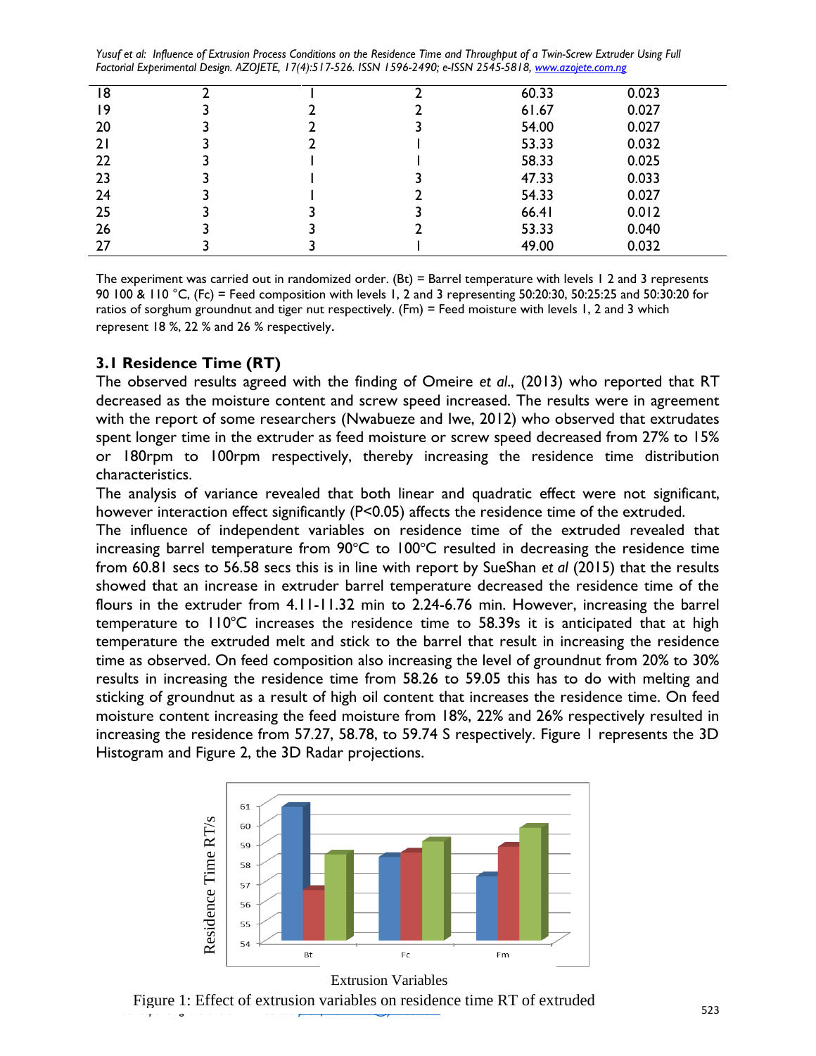| 18 | 2 | 1 | 2 | 60.33 | 0.023 |
|---|---|---|---|---|---|
| 19 | 3 | 2 | 2 | 61.67 | 0.027 |
| 20 | 3 | 2 | 3 | 54.00 | 0.027 |
| 21 | 3 | 2 | 1 | 53.33 | 0.032 |
| 22 | 3 | 1 | 1 | 58.33 | 0.025 |
| 23 | 3 | 1 | 3 | 47.33 | 0.033 |
| 24 | 3 | 1 | 2 | 54.33 | 0.027 |
| 25 | 3 | 3 | 3 | 66.41 | 0.012 |
| 26 | 3 | 3 | 2 | 53.33 | 0.040 |
| 27 | 3 | 3 | 1 | 49.00 | 0.032 |

The experiment was carried out in randomized order. (Bt) = Barrel temperature with levels 1 2 and 3 represents 90 100 & 110 °C, (Fc) = Feed composition with levels 1, 2 and 3 representing 50:20:30, 50:25:25 and 50:30:20 for ratios of sorghum groundnut and tiger nut respectively. (Fm) = Feed moisture with levels 1, 2 and 3 which represent 18 %, 22 % and 26 % respectively.

### 3.1 Residence Time (RT)

The observed results agreed with the finding of Omeire *et al*., (2013) who reported that RT decreased as the moisture content and screw speed increased. The results were in agreement with the report of some researchers (Nwabueze and Iwe, 2012) who observed that extrudates spent longer time in the extruder as feed moisture or screw speed decreased from 27% to 15% or 180rpm to 100rpm respectively, thereby increasing the residence time distribution characteristics.

The analysis of variance revealed that both linear and quadratic effect were not significant, however interaction effect significantly ($P<0.05$) affects the residence time of the extruded.

The influence of independent variables on residence time of the extruded revealed that increasing barrel temperature from 90°C to 100°C resulted in decreasing the residence time from 60.81 secs to 56.58 secs this is in line with report by SueShan *et al* (2015) that the results showed that an increase in extruder barrel temperature decreased the residence time of the flours in the extruder from 4.11-11.32 min to 2.24-6.76 min. However, increasing the barrel temperature to 110°C increases the residence time to 58.39s it is anticipated that at high temperature the extruded melt and stick to the barrel that result in increasing the residence time as observed. On feed composition also increasing the level of groundnut from 20% to 30% results in increasing the residence time from 58.26 to 59.05 this has to do with melting and sticking of groundnut as a result of high oil content that increases the residence time. On feed moisture content increasing the feed moisture from 18%, 22% and 26% respectively resulted in increasing the residence from 57.27, 58.78, to 59.74 S respectively. Figure 1 represents the 3D Histogram and Figure 2, the 3D Radar projections.

Figure 1: Effect of extrusion variables on residence time RT of extruded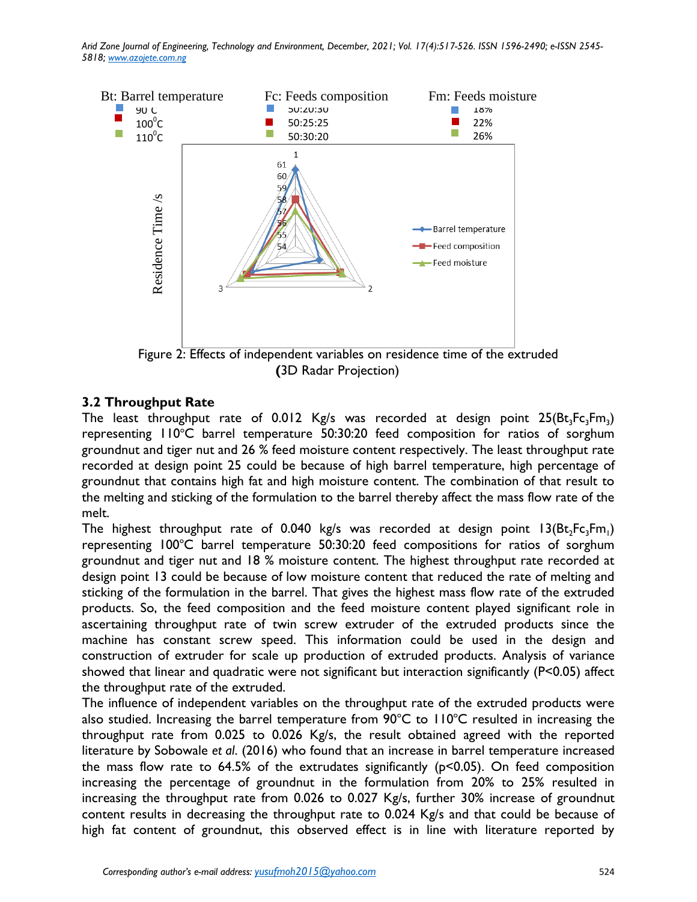Figure 2: Effects of independent variables on residence time of the extruded **(**3D Radar Projection)

## 3.2 Throughput Rate

The least throughput rate of 0.012 Kg/s was recorded at design point 25($Bt_3Fc_3Fm_3$) representing 110°C barrel temperature 50:30:20 feed composition for ratios of sorghum groundnut and tiger nut and 26 % feed moisture content respectively. The least throughput rate recorded at design point 25 could be because of high barrel temperature, high percentage of groundnut that contains high fat and high moisture content. The combination of that result to the melting and sticking of the formulation to the barrel thereby affect the mass flow rate of the melt.

The highest throughput rate of 0.040 kg/s was recorded at design point 13($Bt_2Fc_3Fm_1$) representing 100°C barrel temperature 50:30:20 feed compositions for ratios of sorghum groundnut and tiger nut and 18 % moisture content. The highest throughput rate recorded at design point 13 could be because of low moisture content that reduced the rate of melting and sticking of the formulation in the barrel. That gives the highest mass flow rate of the extruded products. So, the feed composition and the feed moisture content played significant role in ascertaining throughput rate of twin screw extruder of the extruded products since the machine has constant screw speed. This information could be used in the design and construction of extruder for scale up production of extruded products. Analysis of variance showed that linear and quadratic were not significant but interaction significantly ($P<0.05$) affect the throughput rate of the extruded.

The influence of independent variables on the throughput rate of the extruded products were also studied. Increasing the barrel temperature from 90°C to 110°C resulted in increasing the throughput rate from 0.025 to 0.026 Kg/s, the result obtained agreed with the reported literature by Sobowale *et al*. (2016) who found that an increase in barrel temperature increased the mass flow rate to 64.5% of the extrudates significantly ($p<0.05$). On feed composition increasing the percentage of groundnut in the formulation from 20% to 25% resulted in increasing the throughput rate from 0.026 to 0.027 Kg/s, further 30% increase of groundnut content results in decreasing the throughput rate to 0.024 Kg/s and that could be because of high fat content of groundnut, this observed effect is in line with literature reported by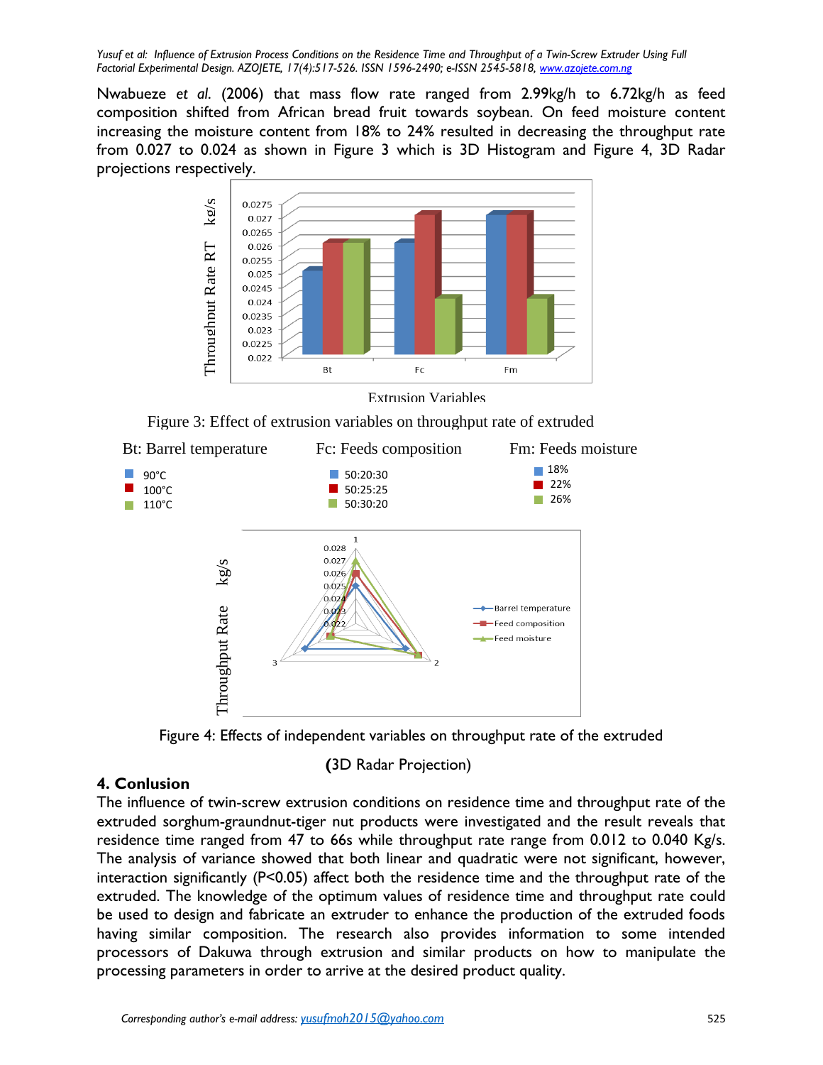Nwabueze *et al*. (2006) that mass flow rate ranged from 2.99kg/h to 6.72kg/h as feed composition shifted from African bread fruit towards soybean. On feed moisture content increasing the moisture content from 18% to 24% resulted in decreasing the throughput rate from 0.027 to 0.024 as shown in Figure 3 which is 3D Histogram and Figure 4, 3D Radar projections respectively.

Figure 3: Effect of extrusion variables on throughput rate of extruded

Bt: Barrel temperature — 90°C, 100°C, 110°C
Fc: Feeds composition — 50:20:30, 50:25:25, 50:30:20
Fm: Feeds moisture — 18%, 22%, 26%

Figure 4: Effects of independent variables on throughput rate of the extruded

(3D Radar Projection)

## 4. Conlusion

The influence of twin-screw extrusion conditions on residence time and throughput rate of the extruded sorghum-graundnut-tiger nut products were investigated and the result reveals that residence time ranged from 47 to 66s while throughput rate range from 0.012 to 0.040 Kg/s. The analysis of variance showed that both linear and quadratic were not significant, however, interaction significantly (P<0.05) affect both the residence time and the throughput rate of the extruded. The knowledge of the optimum values of residence time and throughput rate could be used to design and fabricate an extruder to enhance the production of the extruded foods having similar composition. The research also provides information to some intended processors of Dakuwa through extrusion and similar products on how to manipulate the processing parameters in order to arrive at the desired product quality.

*Corresponding author's e-mail address: yusufmoh2015@yahoo.com*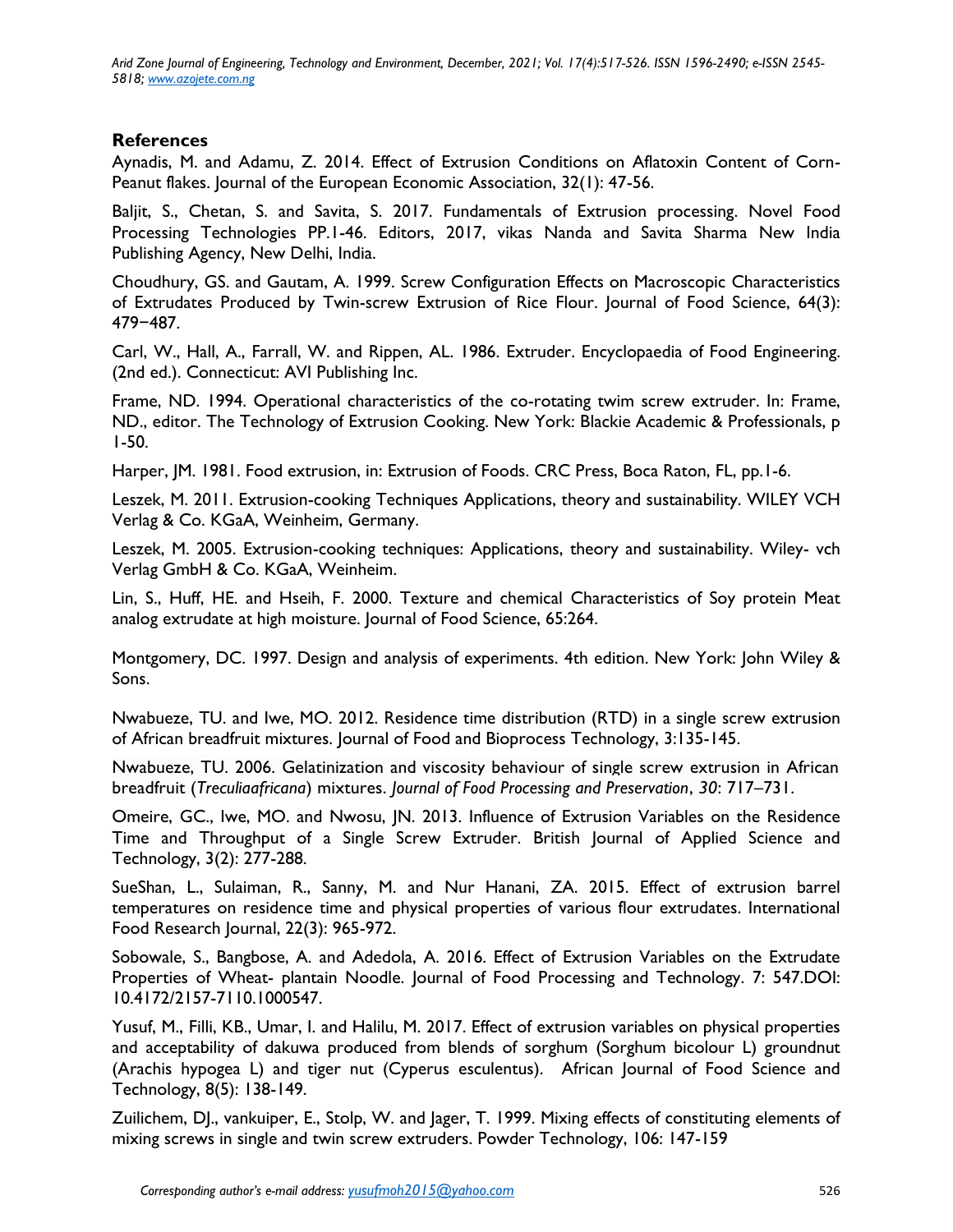## References

Aynadis, M. and Adamu, Z. 2014. Effect of Extrusion Conditions on Aflatoxin Content of Corn-Peanut flakes. Journal of the European Economic Association, 32(1): 47-56.

Baljit, S., Chetan, S. and Savita, S. 2017. Fundamentals of Extrusion processing. Novel Food Processing Technologies PP.1-46. Editors, 2017, vikas Nanda and Savita Sharma New India Publishing Agency, New Delhi, India.

Choudhury, GS. and Gautam, A. 1999. Screw Configuration Effects on Macroscopic Characteristics of Extrudates Produced by Twin-screw Extrusion of Rice Flour. Journal of Food Science, 64(3): 479−487.

Carl, W., Hall, A., Farrall, W. and Rippen, AL. 1986. Extruder. Encyclopaedia of Food Engineering. (2nd ed.). Connecticut: AVI Publishing Inc.

Frame, ND. 1994. Operational characteristics of the co-rotating twim screw extruder. In: Frame, ND., editor. The Technology of Extrusion Cooking. New York: Blackie Academic & Professionals, p 1-50.

Harper, JM. 1981. Food extrusion, in: Extrusion of Foods. CRC Press, Boca Raton, FL, pp.1-6.

Leszek, M. 2011. Extrusion-cooking Techniques Applications, theory and sustainability. WILEY VCH Verlag & Co. KGaA, Weinheim, Germany.

Leszek, M. 2005. Extrusion-cooking techniques: Applications, theory and sustainability. Wiley- vch Verlag GmbH & Co. KGaA, Weinheim.

Lin, S., Huff, HE. and Hseih, F. 2000. Texture and chemical Characteristics of Soy protein Meat analog extrudate at high moisture. Journal of Food Science, 65:264.

Montgomery, DC. 1997. Design and analysis of experiments. 4th edition. New York: John Wiley & Sons.

Nwabueze, TU. and Iwe, MO. 2012. Residence time distribution (RTD) in a single screw extrusion of African breadfruit mixtures. Journal of Food and Bioprocess Technology, 3:135-145.

Nwabueze, TU. 2006. Gelatinization and viscosity behaviour of single screw extrusion in African breadfruit (*Treculiaafricana*) mixtures. *Journal of Food Processing and Preservation*, *30*: 717–731.

Omeire, GC., Iwe, MO. and Nwosu, JN. 2013. Influence of Extrusion Variables on the Residence Time and Throughput of a Single Screw Extruder. British Journal of Applied Science and Technology, 3(2): 277-288.

SueShan, L., Sulaiman, R., Sanny, M. and Nur Hanani, ZA. 2015. Effect of extrusion barrel temperatures on residence time and physical properties of various flour extrudates. International Food Research Journal, 22(3): 965-972.

Sobowale, S., Bangbose, A. and Adedola, A. 2016. Effect of Extrusion Variables on the Extrudate Properties of Wheat- plantain Noodle. Journal of Food Processing and Technology. 7: 547.DOI: 10.4172/2157-7110.1000547.

Yusuf, M., Filli, KB., Umar, I. and Halilu, M. 2017. Effect of extrusion variables on physical properties and acceptability of dakuwa produced from blends of sorghum (Sorghum bicolour L) groundnut (Arachis hypogea L) and tiger nut (Cyperus esculentus). African Journal of Food Science and Technology, 8(5): 138-149.

Zuilichem, DJ., vankuiper, E., Stolp, W. and Jager, T. 1999. Mixing effects of constituting elements of mixing screws in single and twin screw extruders. Powder Technology, 106: 147-159